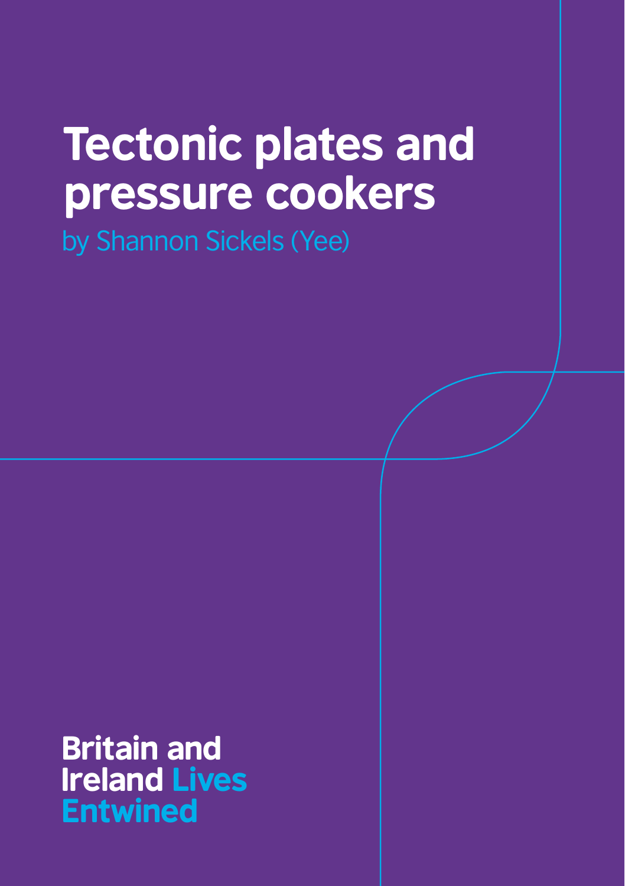# Tectonic plates and pressure cookers

by Shannon Sickels (Yee)

Britain and Ireland Lives Entwined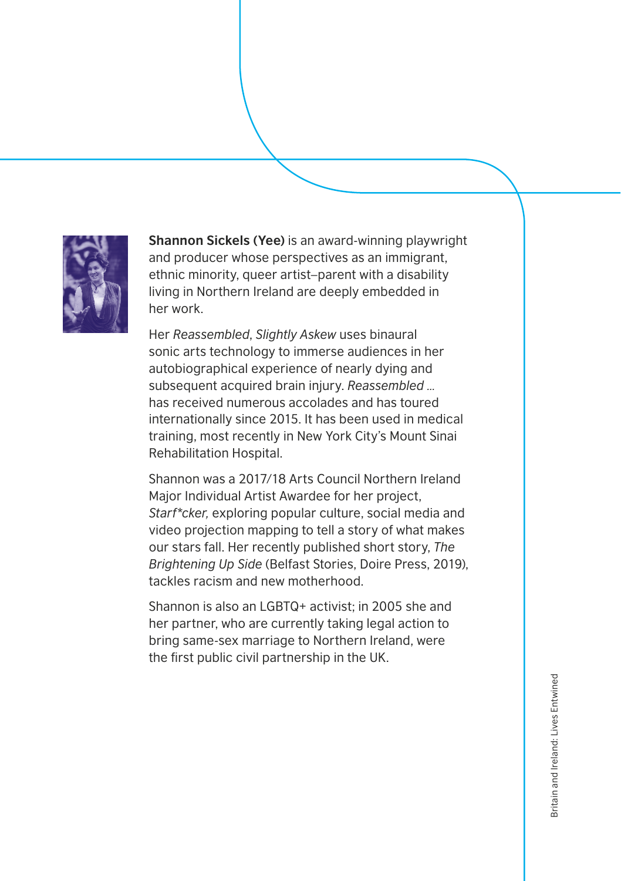**Shannon Sickels (Yee)** is an award-winning playwright and producer whose perspectives as an immigrant, ethnic minority, queer artist–parent with a disability living in Northern Ireland are deeply embedded in her work.

Her *Reassembled, Slightly Askew* uses binaural sonic arts technology to immerse audiences in her autobiographical experience of nearly dying and subsequent acquired brain injury. *Reassembled …* has received numerous accolades and has toured internationally since 2015. It has been used in medical training, most recently in New York City's Mount Sinai Rehabilitation Hospital.

Shannon was a 2017/18 Arts Council Northern Ireland Major Individual Artist Awardee for her project, *Starf*cker,* exploring popular culture, social media and video projection mapping to tell a story of what makes our stars fall. Her recently published short story, *The Brightening Up Side* (Belfast Stories, Doire Press, 2019), tackles racism and new motherhood.

Shannon is also an LGBTQ+ activist; in 2005 she and her partner, who are currently taking legal action to bring same-sex marriage to Northern Ireland, were the first public civil partnership in the UK.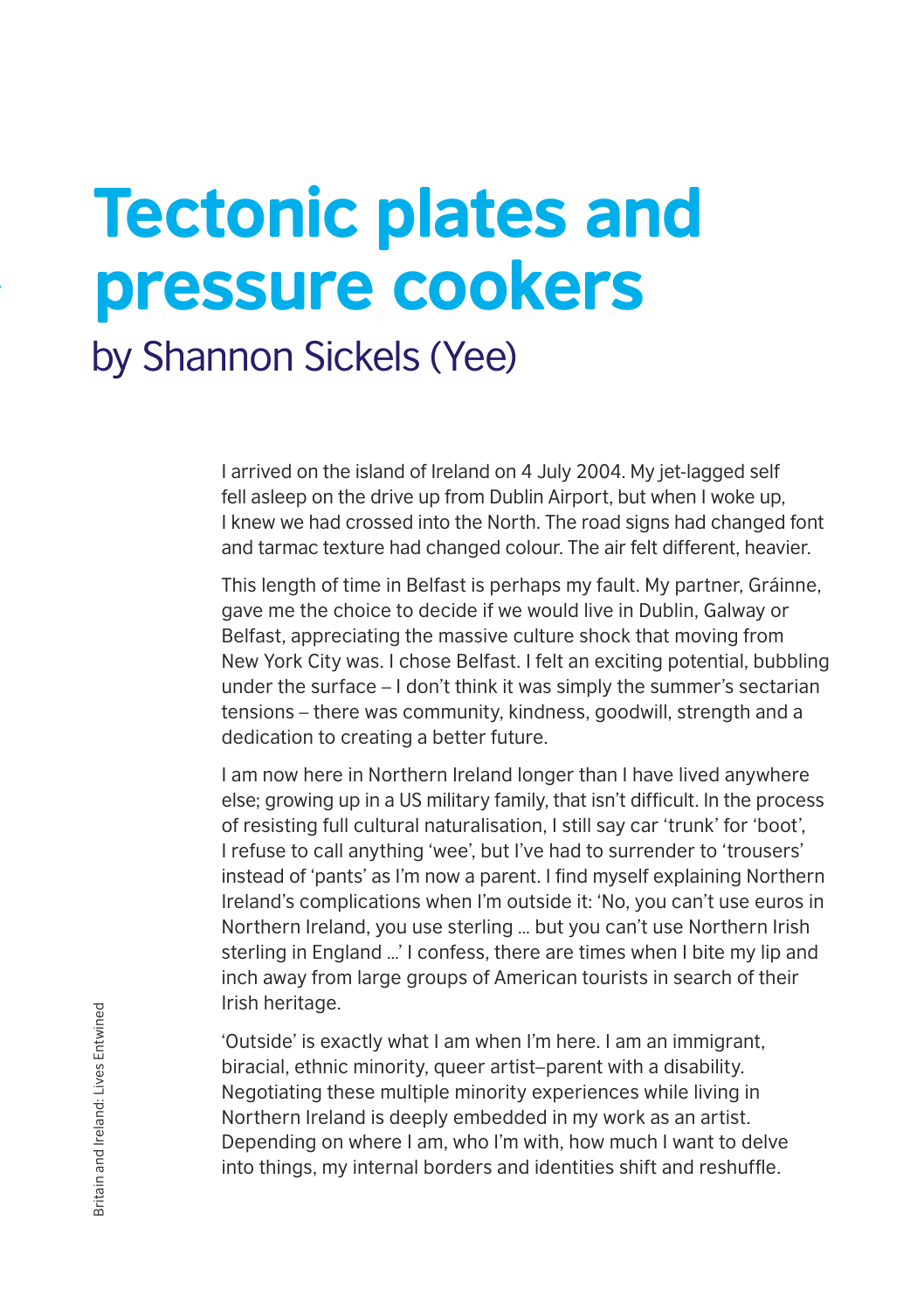# Tectonic plates and pressure cookers

## by Shannon Sickels (Yee)

I arrived on the island of Ireland on 4 July 2004. My jet-lagged self fell asleep on the drive up from Dublin Airport, but when I woke up, I knew we had crossed into the North. The road signs had changed font and tarmac texture had changed colour. The air felt different, heavier.

This length of time in Belfast is perhaps my fault. My partner, Gráinne, gave me the choice to decide if we would live in Dublin, Galway or Belfast, appreciating the massive culture shock that moving from New York City was. I chose Belfast. I felt an exciting potential, bubbling under the surface – I don't think it was simply the summer's sectarian tensions – there was community, kindness, goodwill, strength and a dedication to creating a better future.

I am now here in Northern Ireland longer than I have lived anywhere else; growing up in a US military family, that isn't difficult. In the process of resisting full cultural naturalisation, I still say car 'trunk' for 'boot', I refuse to call anything 'wee', but I've had to surrender to 'trousers' instead of 'pants' as I'm now a parent. I find myself explaining Northern Ireland's complications when I'm outside it: 'No, you can't use euros in Northern Ireland, you use sterling ... but you can't use Northern Irish sterling in England ...' I confess, there are times when I bite my lip and inch away from large groups of American tourists in search of their Irish heritage.

'Outside' is exactly what I am when I'm here. I am an immigrant, biracial, ethnic minority, queer artist–parent with a disability. Negotiating these multiple minority experiences while living in Northern Ireland is deeply embedded in my work as an artist. Depending on where I am, who I'm with, how much I want to delve into things, my internal borders and identities shift and reshuffle.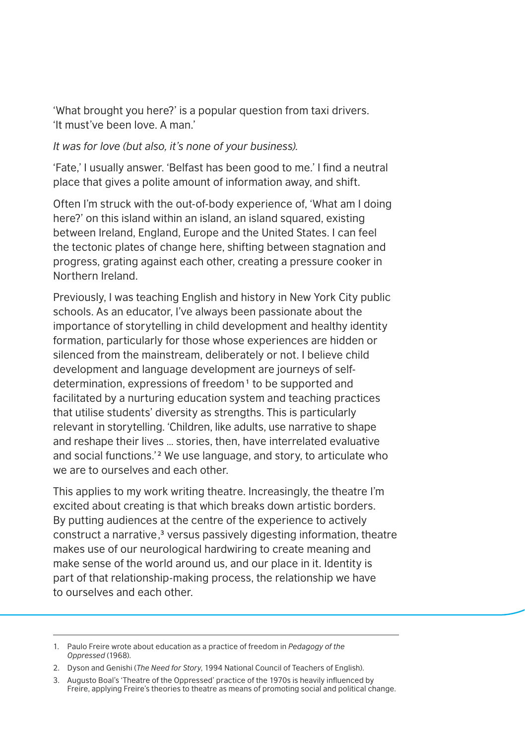'What brought you here?' is a popular question from taxi drivers. 'It must've been love. A man.'

*It was for love (but also, it's none of your business).*

'Fate,' I usually answer. 'Belfast has been good to me.' I find a neutral place that gives a polite amount of information away, and shift.

Often I'm struck with the out-of-body experience of, 'What am I doing here?' on this island within an island, an island squared, existing between Ireland, England, Europe and the United States. I can feel the tectonic plates of change here, shifting between stagnation and progress, grating against each other, creating a pressure cooker in Northern Ireland.

Previously, I was teaching English and history in New York City public schools. As an educator, I've always been passionate about the importance of storytelling in child development and healthy identity formation, particularly for those whose experiences are hidden or silenced from the mainstream, deliberately or not. I believe child development and language development are journeys of self-determination, expressions of freedom[1] to be supported and facilitated by a nurturing education system and teaching practices that utilise students' diversity as strengths. This is particularly relevant in storytelling. 'Children, like adults, use narrative to shape and reshape their lives … stories, then, have interrelated evaluative and social functions.'[2] We use language, and story, to articulate who we are to ourselves and each other.

This applies to my work writing theatre. Increasingly, the theatre I'm excited about creating is that which breaks down artistic borders. By putting audiences at the centre of the experience to actively construct a narrative,[3] versus passively digesting information, theatre makes use of our neurological hardwiring to create meaning and make sense of the world around us, and our place in it. Identity is part of that relationship-making process, the relationship we have to ourselves and each other.

---

1. Paulo Freire wrote about education as a practice of freedom in *Pedagogy of the Oppressed* (1968).
2. Dyson and Genishi (*The Need for Story*, 1994 National Council of Teachers of English).
3. Augusto Boal's 'Theatre of the Oppressed' practice of the 1970s is heavily influenced by Freire, applying Freire's theories to theatre as means of promoting social and political change.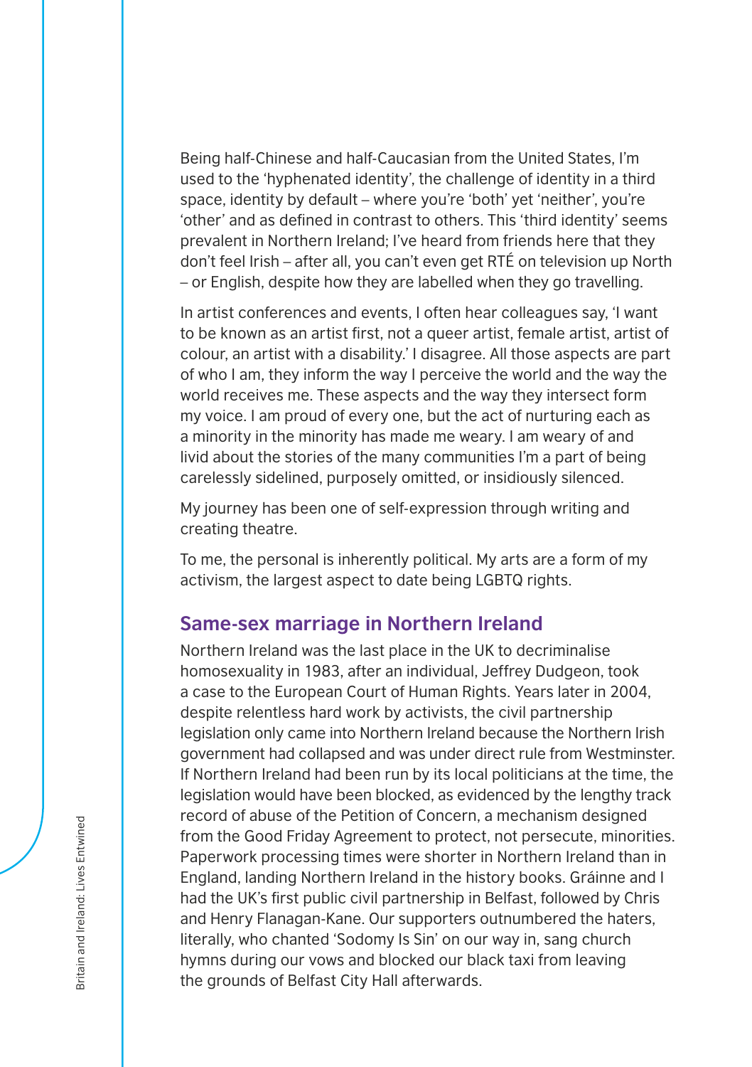Being half-Chinese and half-Caucasian from the United States, I'm used to the 'hyphenated identity', the challenge of identity in a third space, identity by default – where you're 'both' yet 'neither', you're 'other' and as defined in contrast to others. This 'third identity' seems prevalent in Northern Ireland; I've heard from friends here that they don't feel Irish – after all, you can't even get RTÉ on television up North – or English, despite how they are labelled when they go travelling.

In artist conferences and events, I often hear colleagues say, 'I want to be known as an artist first, not a queer artist, female artist, artist of colour, an artist with a disability.' I disagree. All those aspects are part of who I am, they inform the way I perceive the world and the way the world receives me. These aspects and the way they intersect form my voice. I am proud of every one, but the act of nurturing each as a minority in the minority has made me weary. I am weary of and livid about the stories of the many communities I'm a part of being carelessly sidelined, purposely omitted, or insidiously silenced.

My journey has been one of self-expression through writing and creating theatre.

To me, the personal is inherently political. My arts are a form of my activism, the largest aspect to date being LGBTQ rights.

## Same-sex marriage in Northern Ireland

Northern Ireland was the last place in the UK to decriminalise homosexuality in 1983, after an individual, Jeffrey Dudgeon, took a case to the European Court of Human Rights. Years later in 2004, despite relentless hard work by activists, the civil partnership legislation only came into Northern Ireland because the Northern Irish government had collapsed and was under direct rule from Westminster. If Northern Ireland had been run by its local politicians at the time, the legislation would have been blocked, as evidenced by the lengthy track record of abuse of the Petition of Concern, a mechanism designed from the Good Friday Agreement to protect, not persecute, minorities. Paperwork processing times were shorter in Northern Ireland than in England, landing Northern Ireland in the history books. Gráinne and I had the UK's first public civil partnership in Belfast, followed by Chris and Henry Flanagan-Kane. Our supporters outnumbered the haters, literally, who chanted 'Sodomy Is Sin' on our way in, sang church hymns during our vows and blocked our black taxi from leaving the grounds of Belfast City Hall afterwards.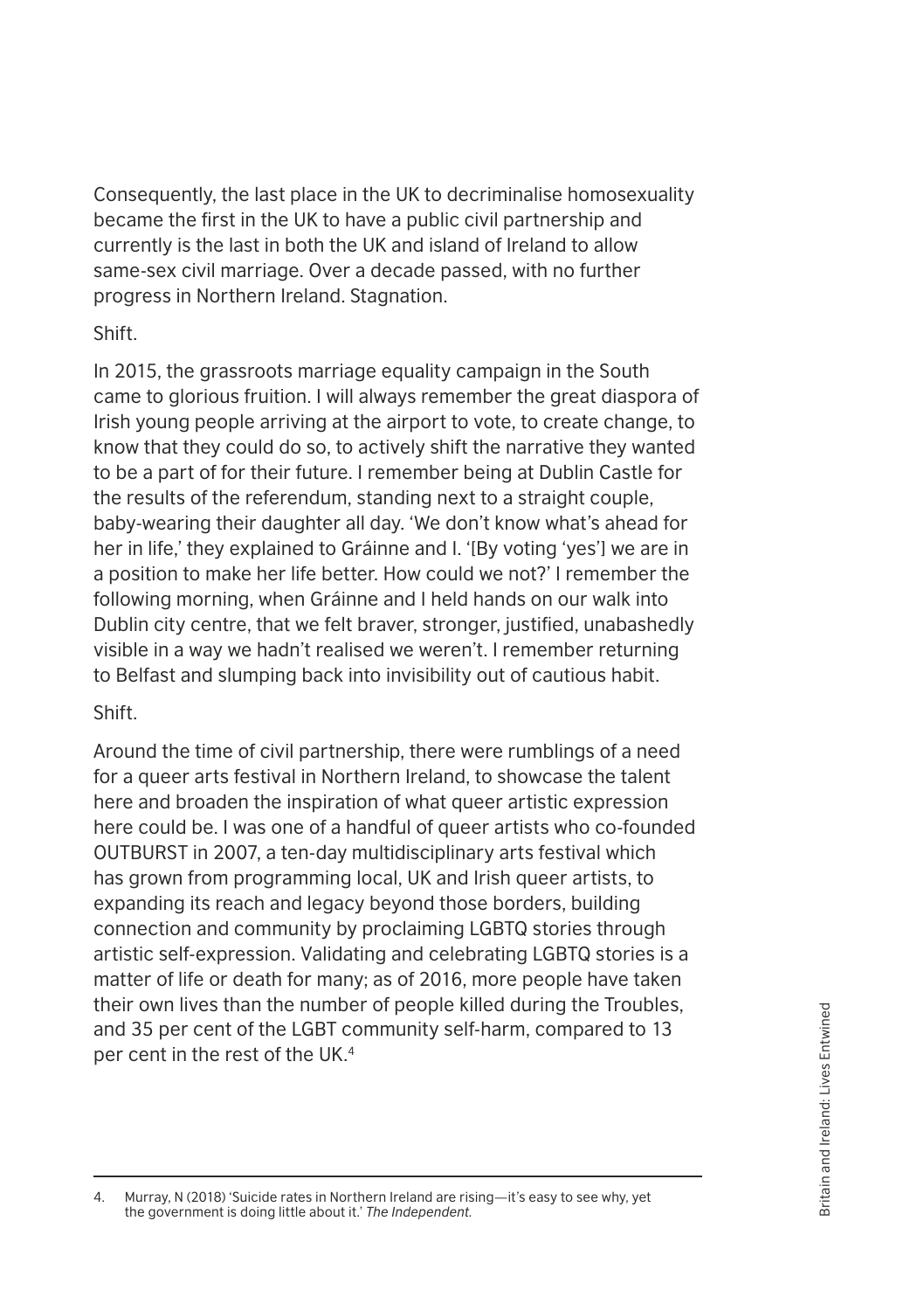Consequently, the last place in the UK to decriminalise homosexuality became the first in the UK to have a public civil partnership and currently is the last in both the UK and island of Ireland to allow same-sex civil marriage. Over a decade passed, with no further progress in Northern Ireland. Stagnation.

Shift.

In 2015, the grassroots marriage equality campaign in the South came to glorious fruition. I will always remember the great diaspora of Irish young people arriving at the airport to vote, to create change, to know that they could do so, to actively shift the narrative they wanted to be a part of for their future. I remember being at Dublin Castle for the results of the referendum, standing next to a straight couple, baby-wearing their daughter all day. 'We don't know what's ahead for her in life,' they explained to Gráinne and I. '[By voting 'yes'] we are in a position to make her life better. How could we not?' I remember the following morning, when Gráinne and I held hands on our walk into Dublin city centre, that we felt braver, stronger, justified, unabashedly visible in a way we hadn't realised we weren't. I remember returning to Belfast and slumping back into invisibility out of cautious habit.

Shift.

Around the time of civil partnership, there were rumblings of a need for a queer arts festival in Northern Ireland, to showcase the talent here and broaden the inspiration of what queer artistic expression here could be. I was one of a handful of queer artists who co-founded OUTBURST in 2007, a ten-day multidisciplinary arts festival which has grown from programming local, UK and Irish queer artists, to expanding its reach and legacy beyond those borders, building connection and community by proclaiming LGBTQ stories through artistic self-expression. Validating and celebrating LGBTQ stories is a matter of life or death for many; as of 2016, more people have taken their own lives than the number of people killed during the Troubles, and 35 per cent of the LGBT community self-harm, compared to 13 per cent in the rest of the UK.[4]

---

4. Murray, N (2018) 'Suicide rates in Northern Ireland are rising—it's easy to see why, yet the government is doing little about it.' *The Independent*.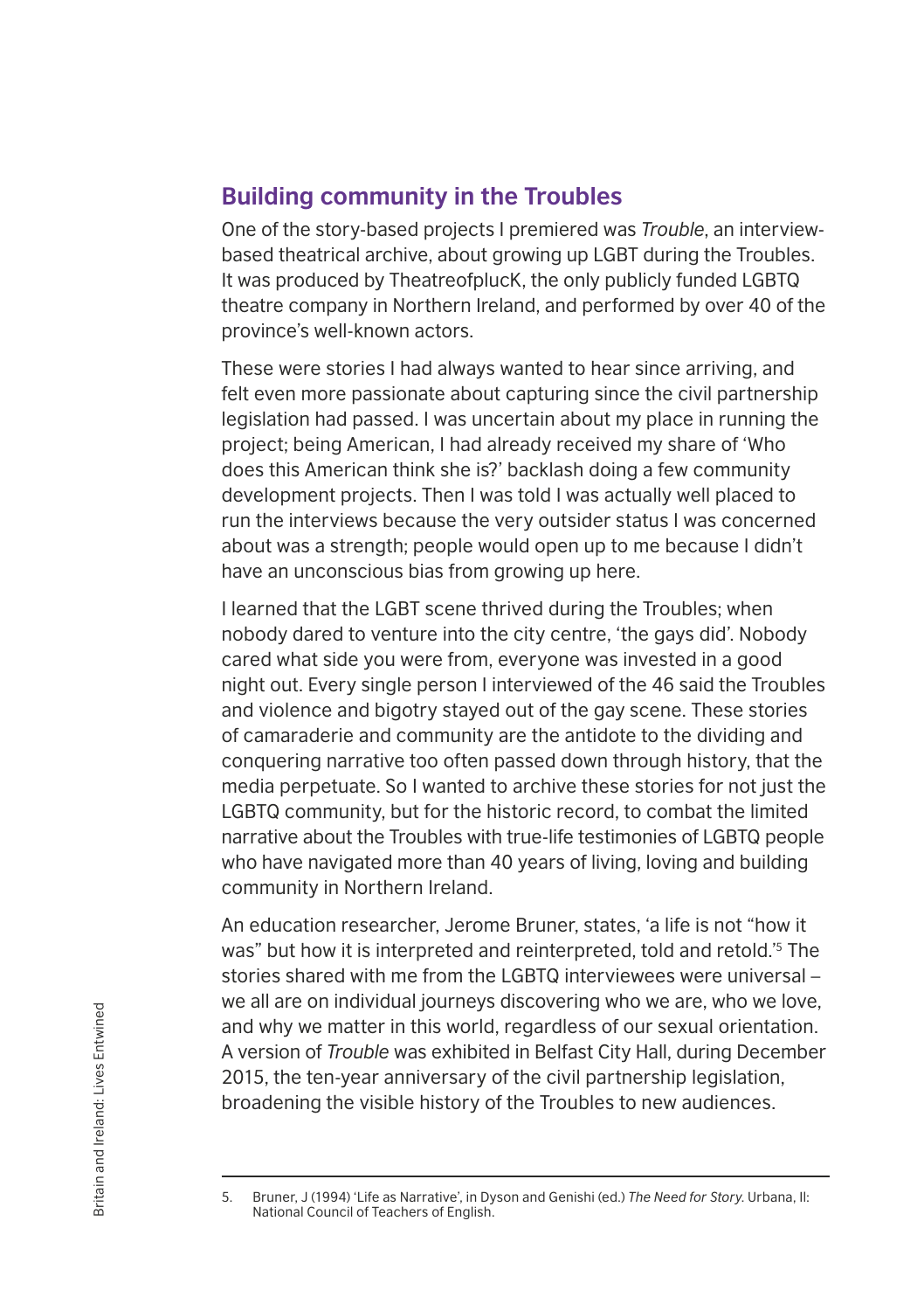## Building community in the Troubles

One of the story-based projects I premiered was *Trouble*, an interview-based theatrical archive, about growing up LGBT during the Troubles. It was produced by TheatreofplucK, the only publicly funded LGBTQ theatre company in Northern Ireland, and performed by over 40 of the province's well-known actors.

These were stories I had always wanted to hear since arriving, and felt even more passionate about capturing since the civil partnership legislation had passed. I was uncertain about my place in running the project; being American, I had already received my share of 'Who does this American think she is?' backlash doing a few community development projects. Then I was told I was actually well placed to run the interviews because the very outsider status I was concerned about was a strength; people would open up to me because I didn't have an unconscious bias from growing up here.

I learned that the LGBT scene thrived during the Troubles; when nobody dared to venture into the city centre, 'the gays did'. Nobody cared what side you were from, everyone was invested in a good night out. Every single person I interviewed of the 46 said the Troubles and violence and bigotry stayed out of the gay scene. These stories of camaraderie and community are the antidote to the dividing and conquering narrative too often passed down through history, that the media perpetuate. So I wanted to archive these stories for not just the LGBTQ community, but for the historic record, to combat the limited narrative about the Troubles with true-life testimonies of LGBTQ people who have navigated more than 40 years of living, loving and building community in Northern Ireland.

An education researcher, Jerome Bruner, states, 'a life is not "how it was" but how it is interpreted and reinterpreted, told and retold.'[5] The stories shared with me from the LGBTQ interviewees were universal – we all are on individual journeys discovering who we are, who we love, and why we matter in this world, regardless of our sexual orientation. A version of *Trouble* was exhibited in Belfast City Hall, during December 2015, the ten-year anniversary of the civil partnership legislation, broadening the visible history of the Troubles to new audiences.

---

5. Bruner, J (1994) 'Life as Narrative', in Dyson and Genishi (ed.) *The Need for Story*. Urbana, Il: National Council of Teachers of English.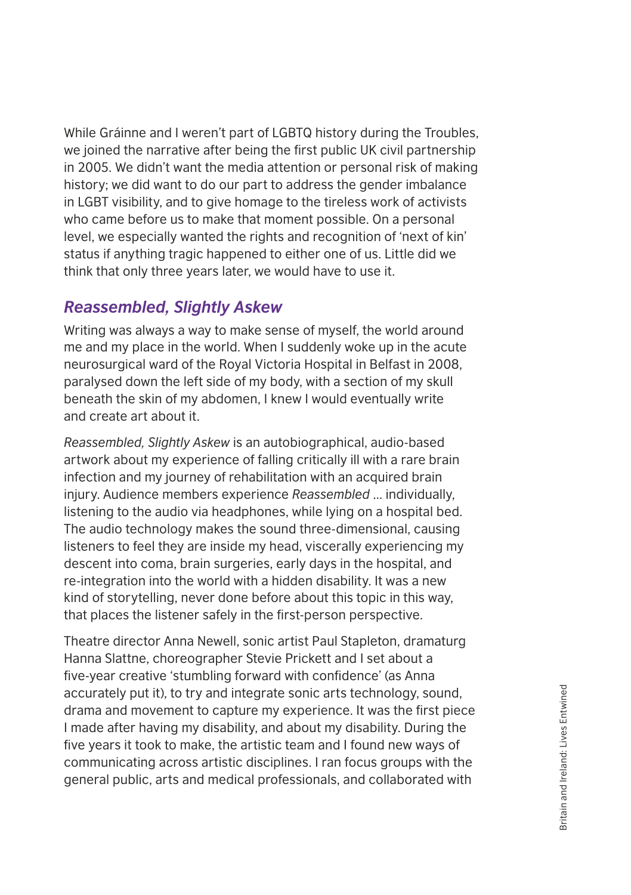While Gráinne and I weren't part of LGBTQ history during the Troubles, we joined the narrative after being the first public UK civil partnership in 2005. We didn't want the media attention or personal risk of making history; we did want to do our part to address the gender imbalance in LGBT visibility, and to give homage to the tireless work of activists who came before us to make that moment possible. On a personal level, we especially wanted the rights and recognition of 'next of kin' status if anything tragic happened to either one of us. Little did we think that only three years later, we would have to use it.

## *Reassembled, Slightly Askew*

Writing was always a way to make sense of myself, the world around me and my place in the world. When I suddenly woke up in the acute neurosurgical ward of the Royal Victoria Hospital in Belfast in 2008, paralysed down the left side of my body, with a section of my skull beneath the skin of my abdomen, I knew I would eventually write and create art about it.

*Reassembled, Slightly Askew* is an autobiographical, audio-based artwork about my experience of falling critically ill with a rare brain infection and my journey of rehabilitation with an acquired brain injury. Audience members experience *Reassembled* … individually, listening to the audio via headphones, while lying on a hospital bed. The audio technology makes the sound three-dimensional, causing listeners to feel they are inside my head, viscerally experiencing my descent into coma, brain surgeries, early days in the hospital, and re-integration into the world with a hidden disability. It was a new kind of storytelling, never done before about this topic in this way, that places the listener safely in the first-person perspective.

Theatre director Anna Newell, sonic artist Paul Stapleton, dramaturg Hanna Slattne, choreographer Stevie Prickett and I set about a five-year creative 'stumbling forward with confidence' (as Anna accurately put it), to try and integrate sonic arts technology, sound, drama and movement to capture my experience. It was the first piece I made after having my disability, and about my disability. During the five years it took to make, the artistic team and I found new ways of communicating across artistic disciplines. I ran focus groups with the general public, arts and medical professionals, and collaborated with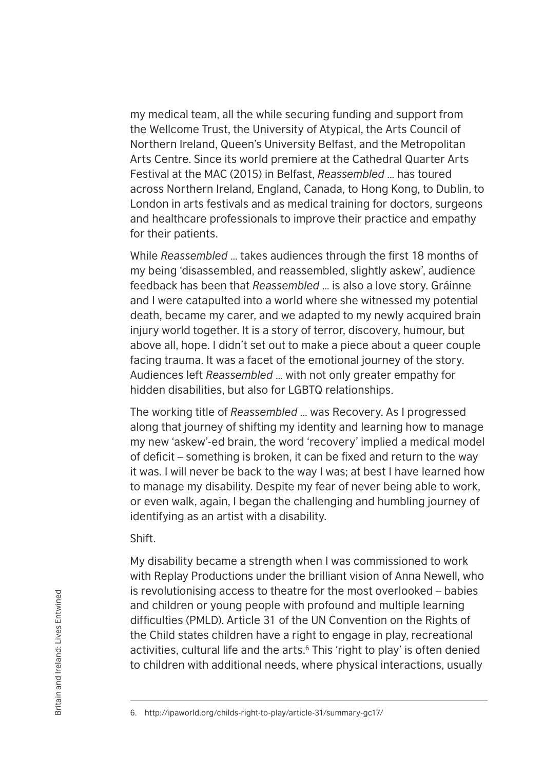my medical team, all the while securing funding and support from the Wellcome Trust, the University of Atypical, the Arts Council of Northern Ireland, Queen's University Belfast, and the Metropolitan Arts Centre. Since its world premiere at the Cathedral Quarter Arts Festival at the MAC (2015) in Belfast, *Reassembled …* has toured across Northern Ireland, England, Canada, to Hong Kong, to Dublin, to London in arts festivals and as medical training for doctors, surgeons and healthcare professionals to improve their practice and empathy for their patients.

While *Reassembled …* takes audiences through the first 18 months of my being 'disassembled, and reassembled, slightly askew', audience feedback has been that *Reassembled …* is also a love story. Gráinne and I were catapulted into a world where she witnessed my potential death, became my carer, and we adapted to my newly acquired brain injury world together. It is a story of terror, discovery, humour, but above all, hope. I didn't set out to make a piece about a queer couple facing trauma. It was a facet of the emotional journey of the story. Audiences left *Reassembled …* with not only greater empathy for hidden disabilities, but also for LGBTQ relationships.

The working title of *Reassembled …* was Recovery. As I progressed along that journey of shifting my identity and learning how to manage my new 'askew'-ed brain, the word 'recovery' implied a medical model of deficit – something is broken, it can be fixed and return to the way it was. I will never be back to the way I was; at best I have learned how to manage my disability. Despite my fear of never being able to work, or even walk, again, I began the challenging and humbling journey of identifying as an artist with a disability.

Shift.

My disability became a strength when I was commissioned to work with Replay Productions under the brilliant vision of Anna Newell, who is revolutionising access to theatre for the most overlooked – babies and children or young people with profound and multiple learning difficulties (PMLD). Article 31 of the UN Convention on the Rights of the Child states children have a right to engage in play, recreational activities, cultural life and the arts.[6] This 'right to play' is often denied to children with additional needs, where physical interactions, usually

6. http://ipaworld.org/childs-right-to-play/article-31/summary-gc17/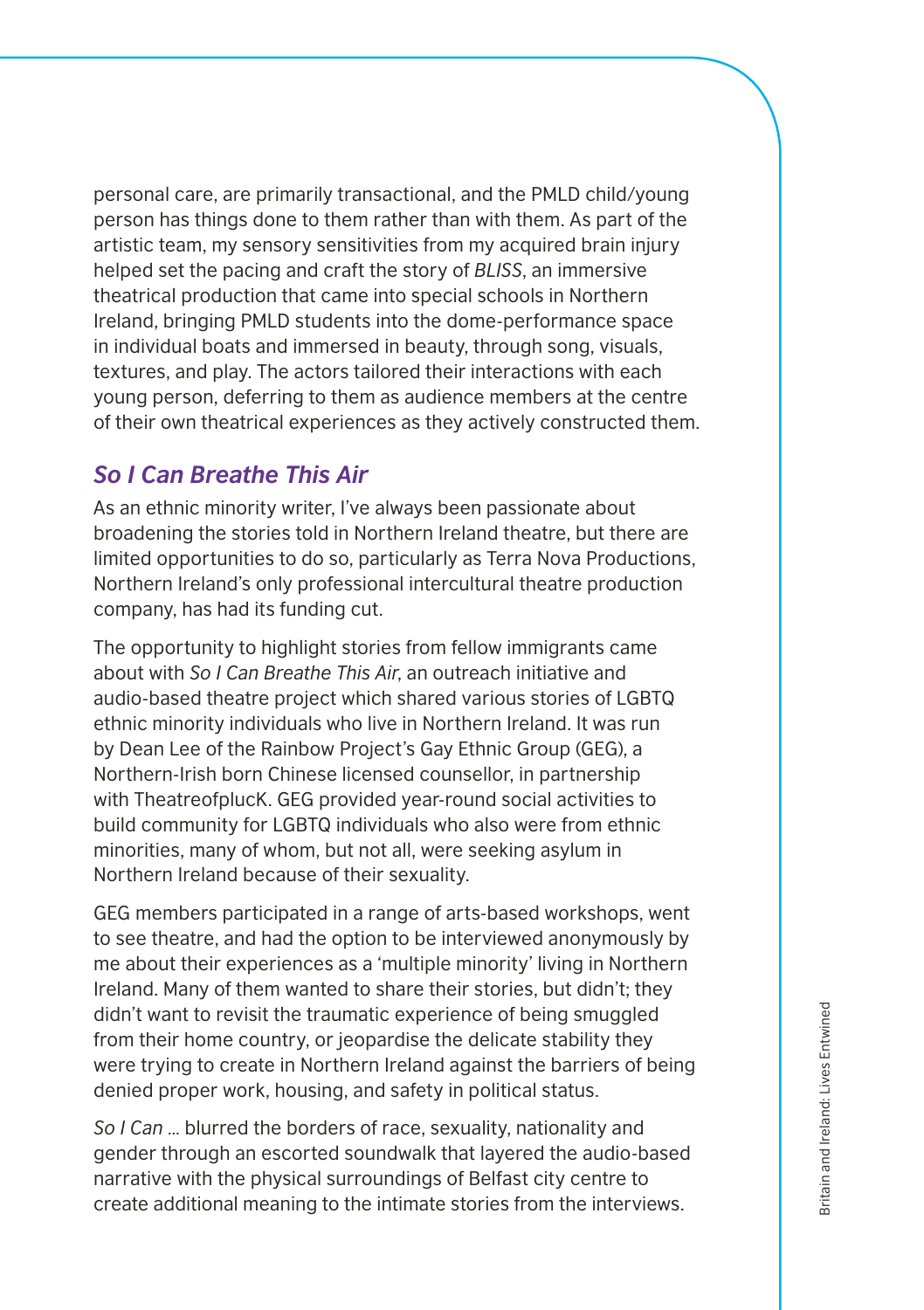personal care, are primarily transactional, and the PMLD child/young person has things done to them rather than with them. As part of the artistic team, my sensory sensitivities from my acquired brain injury helped set the pacing and craft the story of *BLISS*, an immersive theatrical production that came into special schools in Northern Ireland, bringing PMLD students into the dome-performance space in individual boats and immersed in beauty, through song, visuals, textures, and play. The actors tailored their interactions with each young person, deferring to them as audience members at the centre of their own theatrical experiences as they actively constructed them.

## *So I Can Breathe This Air*

As an ethnic minority writer, I've always been passionate about broadening the stories told in Northern Ireland theatre, but there are limited opportunities to do so, particularly as Terra Nova Productions, Northern Ireland's only professional intercultural theatre production company, has had its funding cut.

The opportunity to highlight stories from fellow immigrants came about with *So I Can Breathe This Air*, an outreach initiative and audio-based theatre project which shared various stories of LGBTQ ethnic minority individuals who live in Northern Ireland. It was run by Dean Lee of the Rainbow Project's Gay Ethnic Group (GEG), a Northern-Irish born Chinese licensed counsellor, in partnership with TheatreofplucK. GEG provided year-round social activities to build community for LGBTQ individuals who also were from ethnic minorities, many of whom, but not all, were seeking asylum in Northern Ireland because of their sexuality.

GEG members participated in a range of arts-based workshops, went to see theatre, and had the option to be interviewed anonymously by me about their experiences as a 'multiple minority' living in Northern Ireland. Many of them wanted to share their stories, but didn't; they didn't want to revisit the traumatic experience of being smuggled from their home country, or jeopardise the delicate stability they were trying to create in Northern Ireland against the barriers of being denied proper work, housing, and safety in political status.

*So I Can …* blurred the borders of race, sexuality, nationality and gender through an escorted soundwalk that layered the audio-based narrative with the physical surroundings of Belfast city centre to create additional meaning to the intimate stories from the interviews.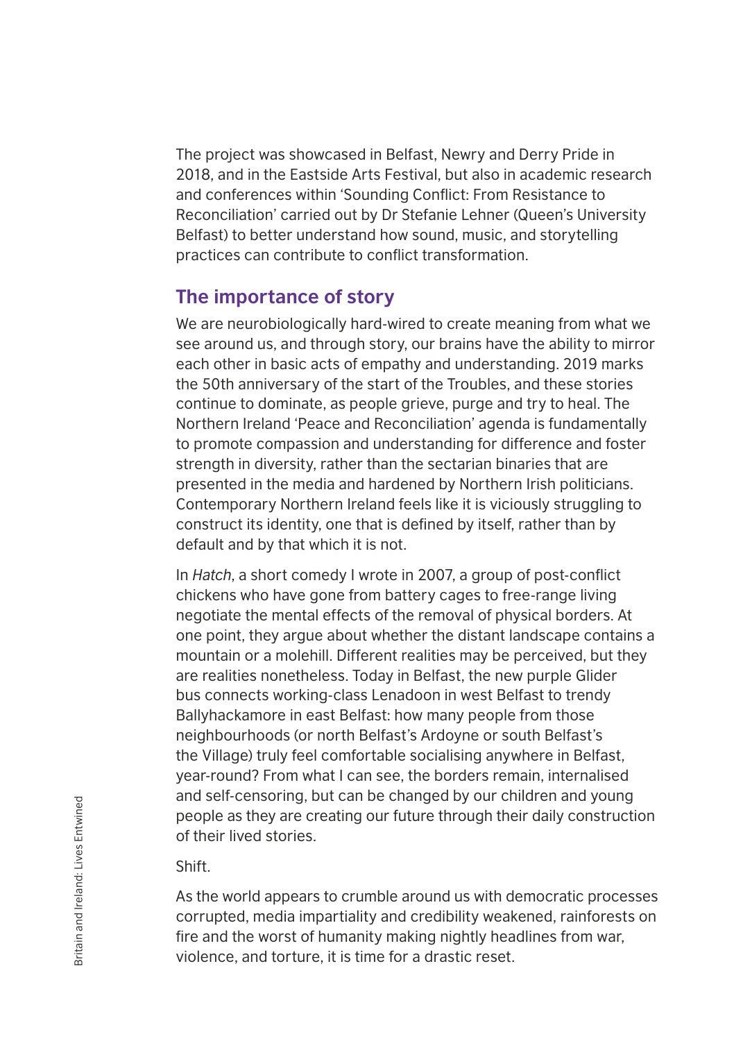The project was showcased in Belfast, Newry and Derry Pride in 2018, and in the Eastside Arts Festival, but also in academic research and conferences within 'Sounding Conflict: From Resistance to Reconciliation' carried out by Dr Stefanie Lehner (Queen's University Belfast) to better understand how sound, music, and storytelling practices can contribute to conflict transformation.

## The importance of story

We are neurobiologically hard-wired to create meaning from what we see around us, and through story, our brains have the ability to mirror each other in basic acts of empathy and understanding. 2019 marks the 50th anniversary of the start of the Troubles, and these stories continue to dominate, as people grieve, purge and try to heal. The Northern Ireland 'Peace and Reconciliation' agenda is fundamentally to promote compassion and understanding for difference and foster strength in diversity, rather than the sectarian binaries that are presented in the media and hardened by Northern Irish politicians. Contemporary Northern Ireland feels like it is viciously struggling to construct its identity, one that is defined by itself, rather than by default and by that which it is not.

In *Hatch*, a short comedy I wrote in 2007, a group of post-conflict chickens who have gone from battery cages to free-range living negotiate the mental effects of the removal of physical borders. At one point, they argue about whether the distant landscape contains a mountain or a molehill. Different realities may be perceived, but they are realities nonetheless. Today in Belfast, the new purple Glider bus connects working-class Lenadoon in west Belfast to trendy Ballyhackamore in east Belfast: how many people from those neighbourhoods (or north Belfast's Ardoyne or south Belfast's the Village) truly feel comfortable socialising anywhere in Belfast, year-round? From what I can see, the borders remain, internalised and self-censoring, but can be changed by our children and young people as they are creating our future through their daily construction of their lived stories.

Shift.

As the world appears to crumble around us with democratic processes corrupted, media impartiality and credibility weakened, rainforests on fire and the worst of humanity making nightly headlines from war, violence, and torture, it is time for a drastic reset.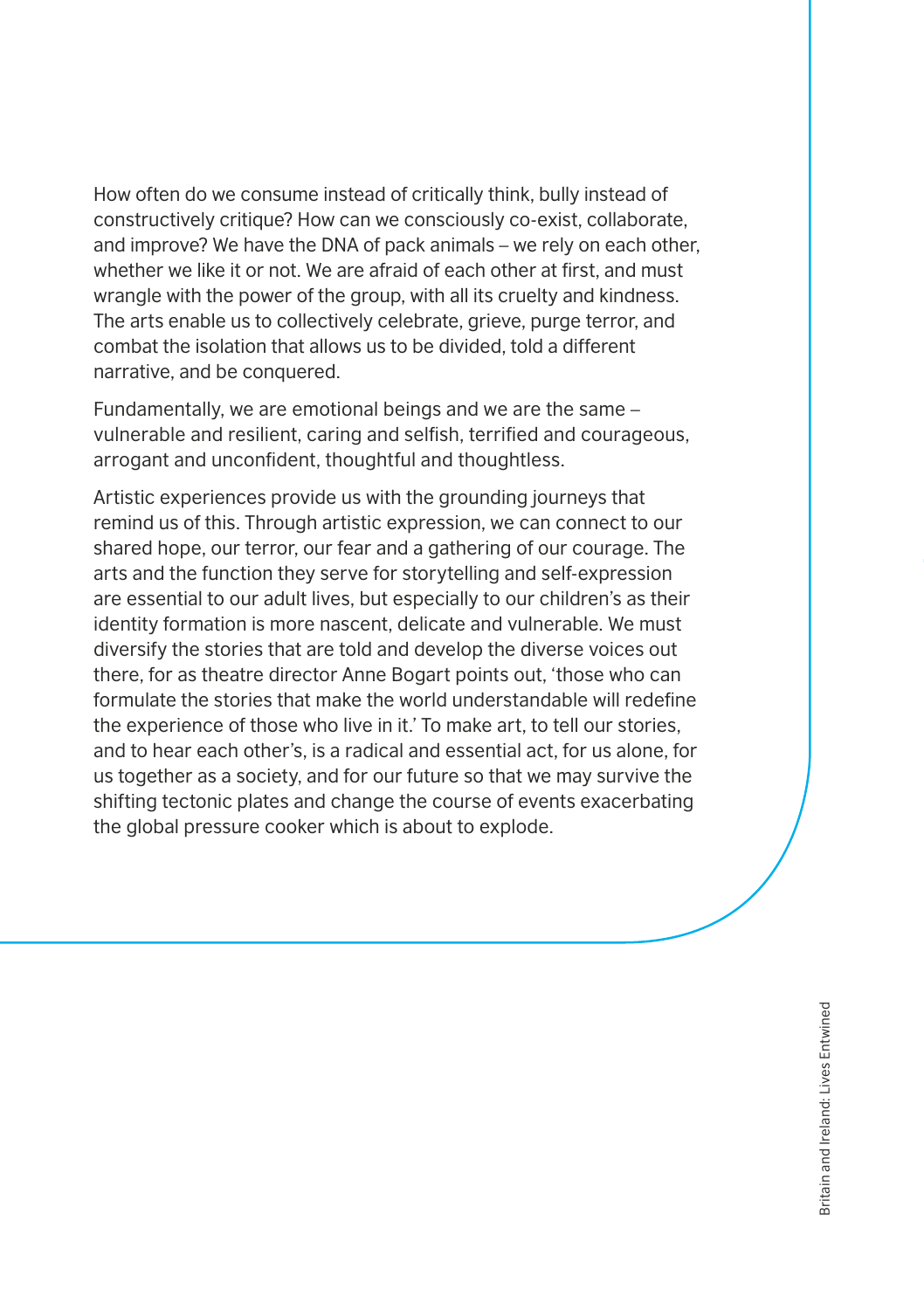How often do we consume instead of critically think, bully instead of constructively critique? How can we consciously co-exist, collaborate, and improve? We have the DNA of pack animals – we rely on each other, whether we like it or not. We are afraid of each other at first, and must wrangle with the power of the group, with all its cruelty and kindness. The arts enable us to collectively celebrate, grieve, purge terror, and combat the isolation that allows us to be divided, told a different narrative, and be conquered.

Fundamentally, we are emotional beings and we are the same – vulnerable and resilient, caring and selfish, terrified and courageous, arrogant and unconfident, thoughtful and thoughtless.

Artistic experiences provide us with the grounding journeys that remind us of this. Through artistic expression, we can connect to our shared hope, our terror, our fear and a gathering of our courage. The arts and the function they serve for storytelling and self-expression are essential to our adult lives, but especially to our children's as their identity formation is more nascent, delicate and vulnerable. We must diversify the stories that are told and develop the diverse voices out there, for as theatre director Anne Bogart points out, 'those who can formulate the stories that make the world understandable will redefine the experience of those who live in it.' To make art, to tell our stories, and to hear each other's, is a radical and essential act, for us alone, for us together as a society, and for our future so that we may survive the shifting tectonic plates and change the course of events exacerbating the global pressure cooker which is about to explode.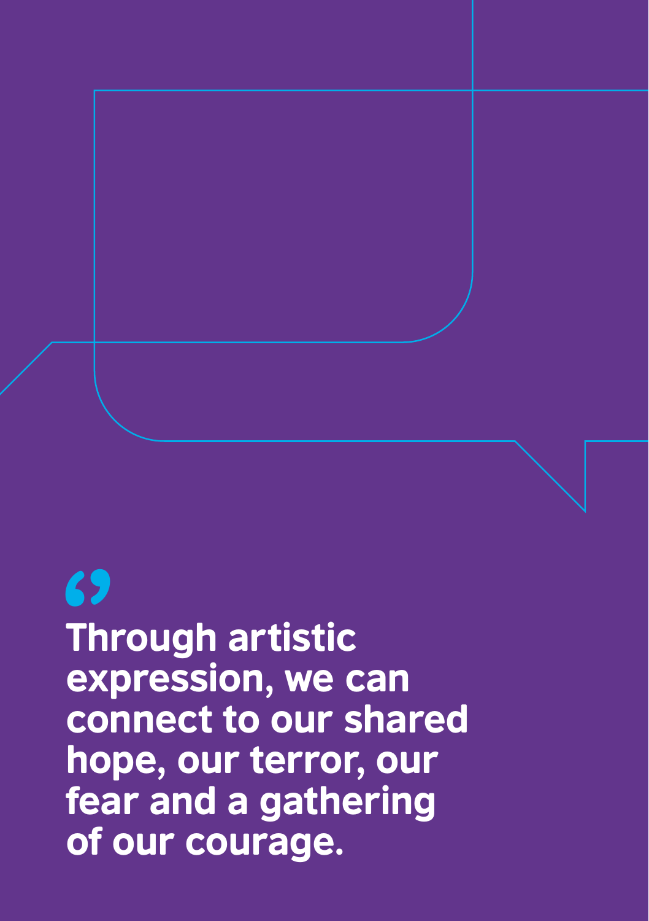**Through artistic expression, we can connect to our shared hope, our terror, our fear and a gathering of our courage.**